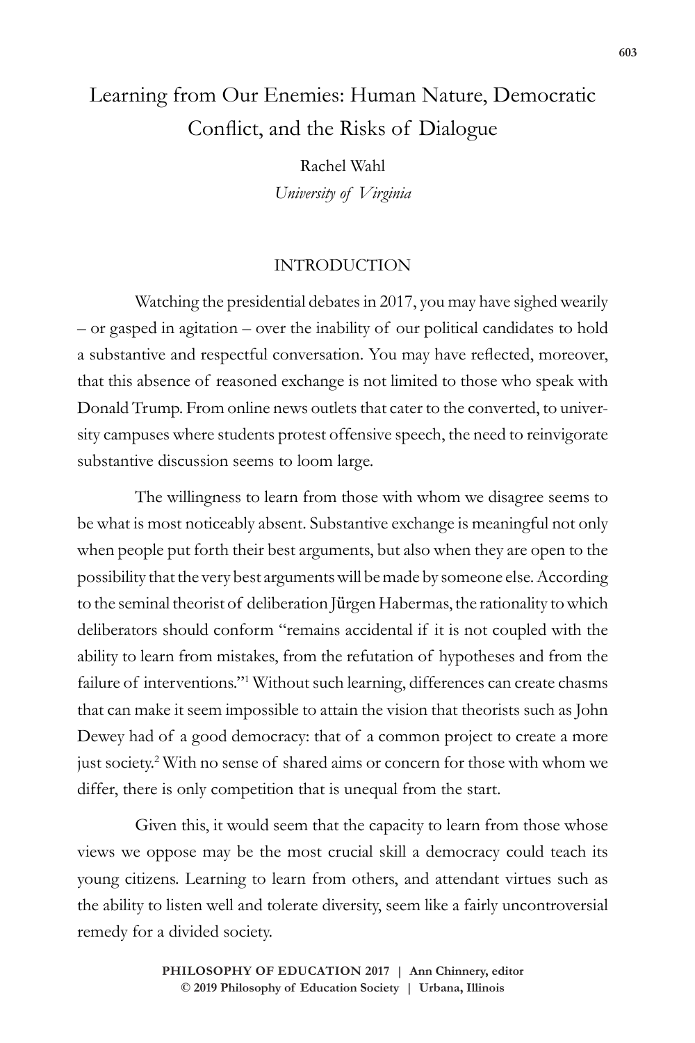# Learning from Our Enemies: Human Nature, Democratic Conflict, and the Risks of Dialogue

Rachel Wahl
*University of Virginia*

## INTRODUCTION

Watching the presidential debates in 2017, you may have sighed wearily – or gasped in agitation – over the inability of our political candidates to hold a substantive and respectful conversation. You may have reflected, moreover, that this absence of reasoned exchange is not limited to those who speak with Donald Trump. From online news outlets that cater to the converted, to university campuses where students protest offensive speech, the need to reinvigorate substantive discussion seems to loom large.

The willingness to learn from those with whom we disagree seems to be what is most noticeably absent. Substantive exchange is meaningful not only when people put forth their best arguments, but also when they are open to the possibility that the very best arguments will be made by someone else. According to the seminal theorist of deliberation Jürgen Habermas, the rationality to which deliberators should conform "remains accidental if it is not coupled with the ability to learn from mistakes, from the refutation of hypotheses and from the failure of interventions."[1] Without such learning, differences can create chasms that can make it seem impossible to attain the vision that theorists such as John Dewey had of a good democracy: that of a common project to create a more just society.[2] With no sense of shared aims or concern for those with whom we differ, there is only competition that is unequal from the start.

Given this, it would seem that the capacity to learn from those whose views we oppose may be the most crucial skill a democracy could teach its young citizens. Learning to learn from others, and attendant virtues such as the ability to listen well and tolerate diversity, seem like a fairly uncontroversial remedy for a divided society.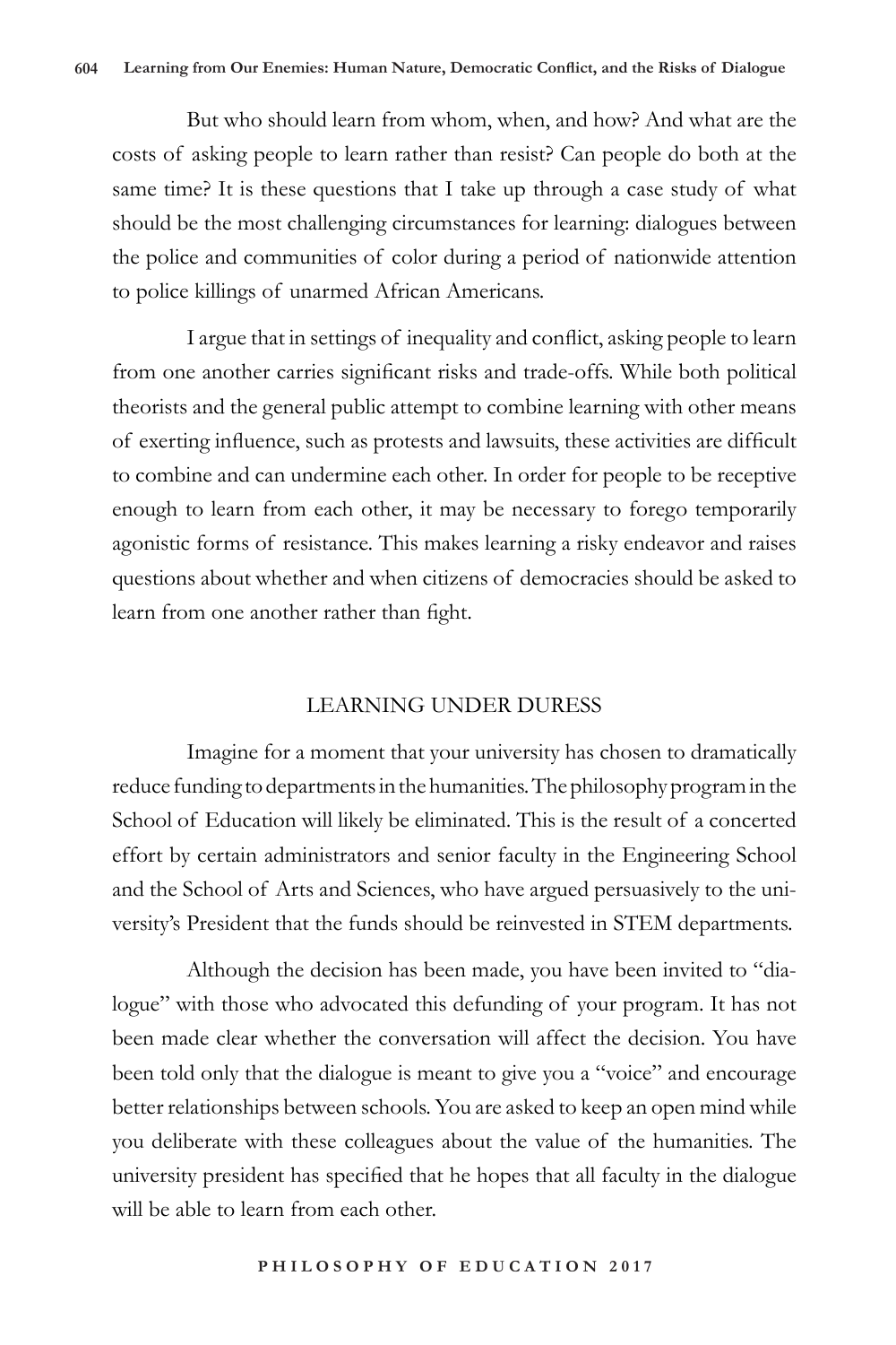But who should learn from whom, when, and how? And what are the costs of asking people to learn rather than resist? Can people do both at the same time? It is these questions that I take up through a case study of what should be the most challenging circumstances for learning: dialogues between the police and communities of color during a period of nationwide attention to police killings of unarmed African Americans.

I argue that in settings of inequality and conflict, asking people to learn from one another carries significant risks and trade-offs. While both political theorists and the general public attempt to combine learning with other means of exerting influence, such as protests and lawsuits, these activities are difficult to combine and can undermine each other. In order for people to be receptive enough to learn from each other, it may be necessary to forego temporarily agonistic forms of resistance. This makes learning a risky endeavor and raises questions about whether and when citizens of democracies should be asked to learn from one another rather than fight.

## LEARNING UNDER DURESS

Imagine for a moment that your university has chosen to dramatically reduce funding to departments in the humanities. The philosophy program in the School of Education will likely be eliminated. This is the result of a concerted effort by certain administrators and senior faculty in the Engineering School and the School of Arts and Sciences, who have argued persuasively to the university's President that the funds should be reinvested in STEM departments.

Although the decision has been made, you have been invited to "dialogue" with those who advocated this defunding of your program. It has not been made clear whether the conversation will affect the decision. You have been told only that the dialogue is meant to give you a "voice" and encourage better relationships between schools. You are asked to keep an open mind while you deliberate with these colleagues about the value of the humanities. The university president has specified that he hopes that all faculty in the dialogue will be able to learn from each other.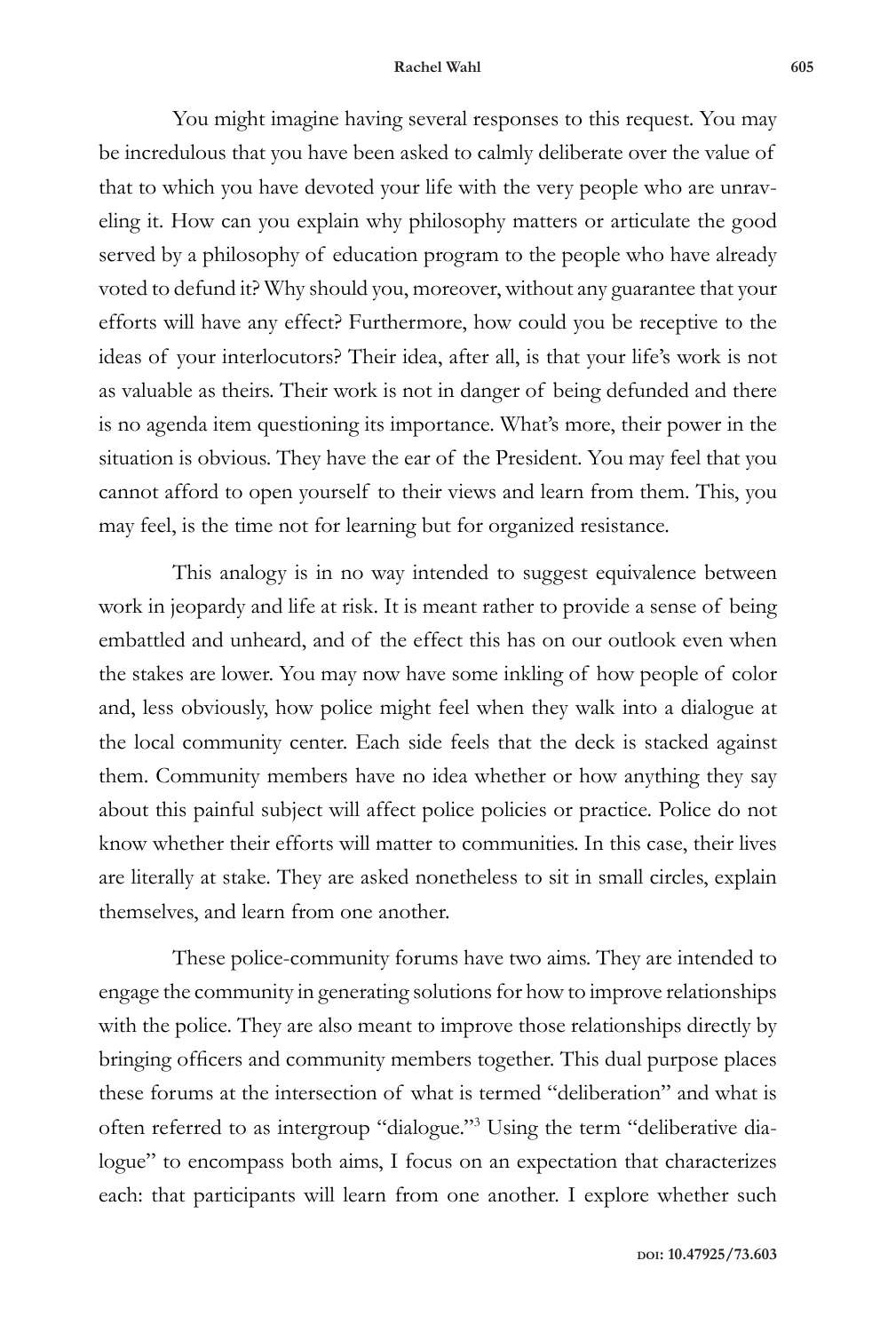You might imagine having several responses to this request. You may be incredulous that you have been asked to calmly deliberate over the value of that to which you have devoted your life with the very people who are unraveling it. How can you explain why philosophy matters or articulate the good served by a philosophy of education program to the people who have already voted to defund it? Why should you, moreover, without any guarantee that your efforts will have any effect? Furthermore, how could you be receptive to the ideas of your interlocutors? Their idea, after all, is that your life's work is not as valuable as theirs. Their work is not in danger of being defunded and there is no agenda item questioning its importance. What's more, their power in the situation is obvious. They have the ear of the President. You may feel that you cannot afford to open yourself to their views and learn from them. This, you may feel, is the time not for learning but for organized resistance.

This analogy is in no way intended to suggest equivalence between work in jeopardy and life at risk. It is meant rather to provide a sense of being embattled and unheard, and of the effect this has on our outlook even when the stakes are lower. You may now have some inkling of how people of color and, less obviously, how police might feel when they walk into a dialogue at the local community center. Each side feels that the deck is stacked against them. Community members have no idea whether or how anything they say about this painful subject will affect police policies or practice. Police do not know whether their efforts will matter to communities. In this case, their lives are literally at stake. They are asked nonetheless to sit in small circles, explain themselves, and learn from one another.

These police-community forums have two aims. They are intended to engage the community in generating solutions for how to improve relationships with the police. They are also meant to improve those relationships directly by bringing officers and community members together. This dual purpose places these forums at the intersection of what is termed "deliberation" and what is often referred to as intergroup "dialogue."[3] Using the term "deliberative dialogue" to encompass both aims, I focus on an expectation that characterizes each: that participants will learn from one another. I explore whether such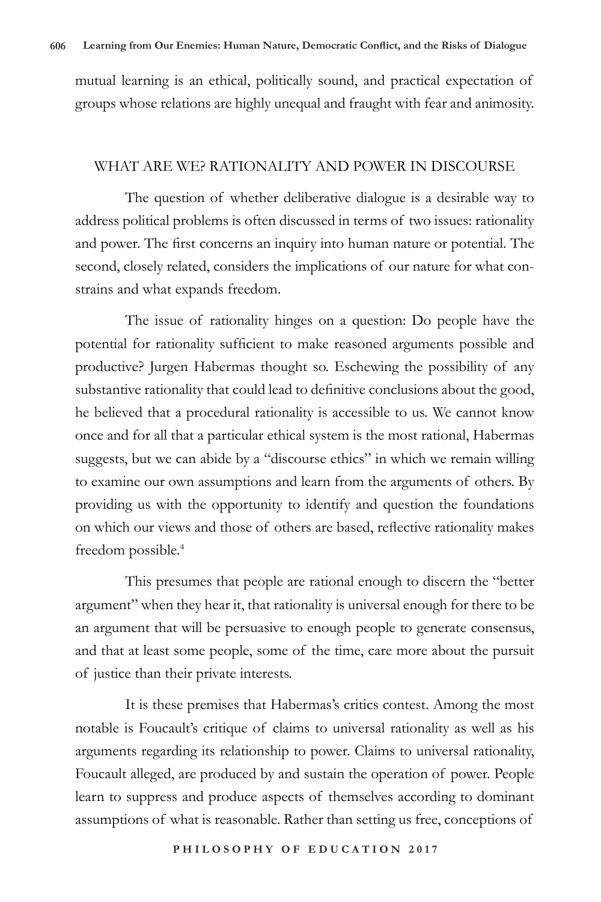mutual learning is an ethical, politically sound, and practical expectation of groups whose relations are highly unequal and fraught with fear and animosity.

## WHAT ARE WE? RATIONALITY AND POWER IN DISCOURSE

The question of whether deliberative dialogue is a desirable way to address political problems is often discussed in terms of two issues: rationality and power. The first concerns an inquiry into human nature or potential. The second, closely related, considers the implications of our nature for what constrains and what expands freedom.

The issue of rationality hinges on a question: Do people have the potential for rationality sufficient to make reasoned arguments possible and productive? Jurgen Habermas thought so. Eschewing the possibility of any substantive rationality that could lead to definitive conclusions about the good, he believed that a procedural rationality is accessible to us. We cannot know once and for all that a particular ethical system is the most rational, Habermas suggests, but we can abide by a "discourse ethics" in which we remain willing to examine our own assumptions and learn from the arguments of others. By providing us with the opportunity to identify and question the foundations on which our views and those of others are based, reflective rationality makes freedom possible.[4]

This presumes that people are rational enough to discern the "better argument" when they hear it, that rationality is universal enough for there to be an argument that will be persuasive to enough people to generate consensus, and that at least some people, some of the time, care more about the pursuit of justice than their private interests.

It is these premises that Habermas's critics contest. Among the most notable is Foucault's critique of claims to universal rationality as well as his arguments regarding its relationship to power. Claims to universal rationality, Foucault alleged, are produced by and sustain the operation of power. People learn to suppress and produce aspects of themselves according to dominant assumptions of what is reasonable. Rather than setting us free, conceptions of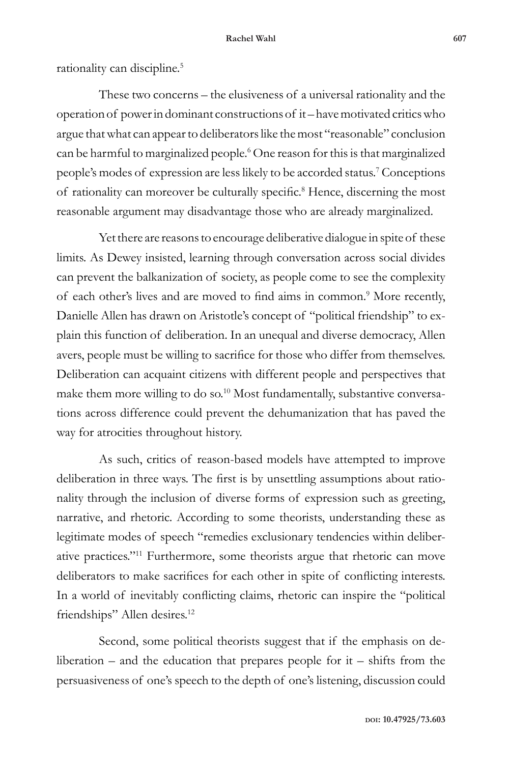rationality can discipline.[5]

These two concerns – the elusiveness of a universal rationality and the operation of power in dominant constructions of it – have motivated critics who argue that what can appear to deliberators like the most "reasonable" conclusion can be harmful to marginalized people.[6] One reason for this is that marginalized people's modes of expression are less likely to be accorded status.[7] Conceptions of rationality can moreover be culturally specific.[8] Hence, discerning the most reasonable argument may disadvantage those who are already marginalized.

Yet there are reasons to encourage deliberative dialogue in spite of these limits. As Dewey insisted, learning through conversation across social divides can prevent the balkanization of society, as people come to see the complexity of each other's lives and are moved to find aims in common.[9] More recently, Danielle Allen has drawn on Aristotle's concept of "political friendship" to explain this function of deliberation. In an unequal and diverse democracy, Allen avers, people must be willing to sacrifice for those who differ from themselves. Deliberation can acquaint citizens with different people and perspectives that make them more willing to do so.[10] Most fundamentally, substantive conversations across difference could prevent the dehumanization that has paved the way for atrocities throughout history.

As such, critics of reason-based models have attempted to improve deliberation in three ways. The first is by unsettling assumptions about rationality through the inclusion of diverse forms of expression such as greeting, narrative, and rhetoric. According to some theorists, understanding these as legitimate modes of speech "remedies exclusionary tendencies within deliberative practices."[11] Furthermore, some theorists argue that rhetoric can move deliberators to make sacrifices for each other in spite of conflicting interests. In a world of inevitably conflicting claims, rhetoric can inspire the "political friendships" Allen desires.[12]

Second, some political theorists suggest that if the emphasis on deliberation – and the education that prepares people for it – shifts from the persuasiveness of one's speech to the depth of one's listening, discussion could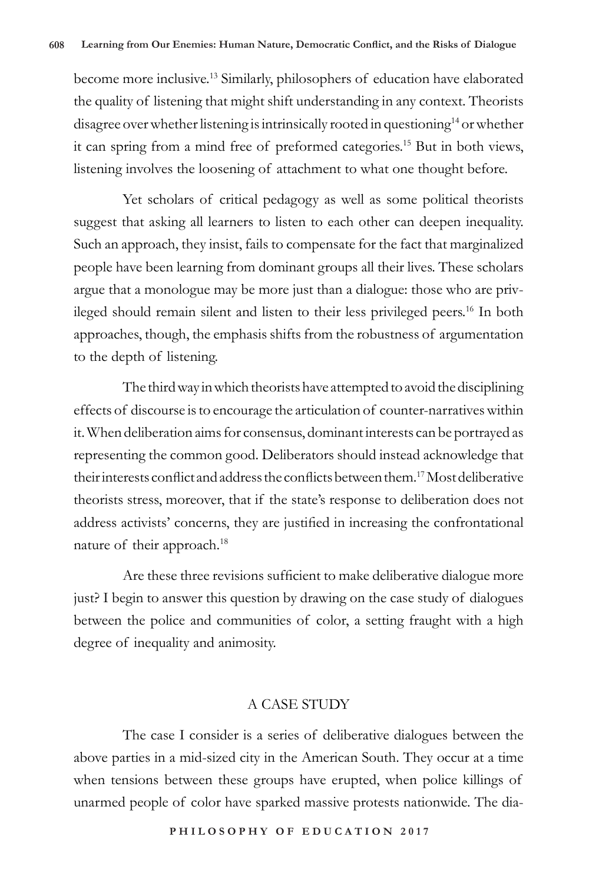become more inclusive.[13] Similarly, philosophers of education have elaborated the quality of listening that might shift understanding in any context. Theorists disagree over whether listening is intrinsically rooted in questioning[14] or whether it can spring from a mind free of preformed categories.[15] But in both views, listening involves the loosening of attachment to what one thought before.

Yet scholars of critical pedagogy as well as some political theorists suggest that asking all learners to listen to each other can deepen inequality. Such an approach, they insist, fails to compensate for the fact that marginalized people have been learning from dominant groups all their lives. These scholars argue that a monologue may be more just than a dialogue: those who are privileged should remain silent and listen to their less privileged peers.[16] In both approaches, though, the emphasis shifts from the robustness of argumentation to the depth of listening.

The third way in which theorists have attempted to avoid the disciplining effects of discourse is to encourage the articulation of counter-narratives within it. When deliberation aims for consensus, dominant interests can be portrayed as representing the common good. Deliberators should instead acknowledge that their interests conflict and address the conflicts between them.[17] Most deliberative theorists stress, moreover, that if the state's response to deliberation does not address activists' concerns, they are justified in increasing the confrontational nature of their approach.[18]

Are these three revisions sufficient to make deliberative dialogue more just? I begin to answer this question by drawing on the case study of dialogues between the police and communities of color, a setting fraught with a high degree of inequality and animosity.

## A CASE STUDY

The case I consider is a series of deliberative dialogues between the above parties in a mid-sized city in the American South. They occur at a time when tensions between these groups have erupted, when police killings of unarmed people of color have sparked massive protests nationwide. The dia-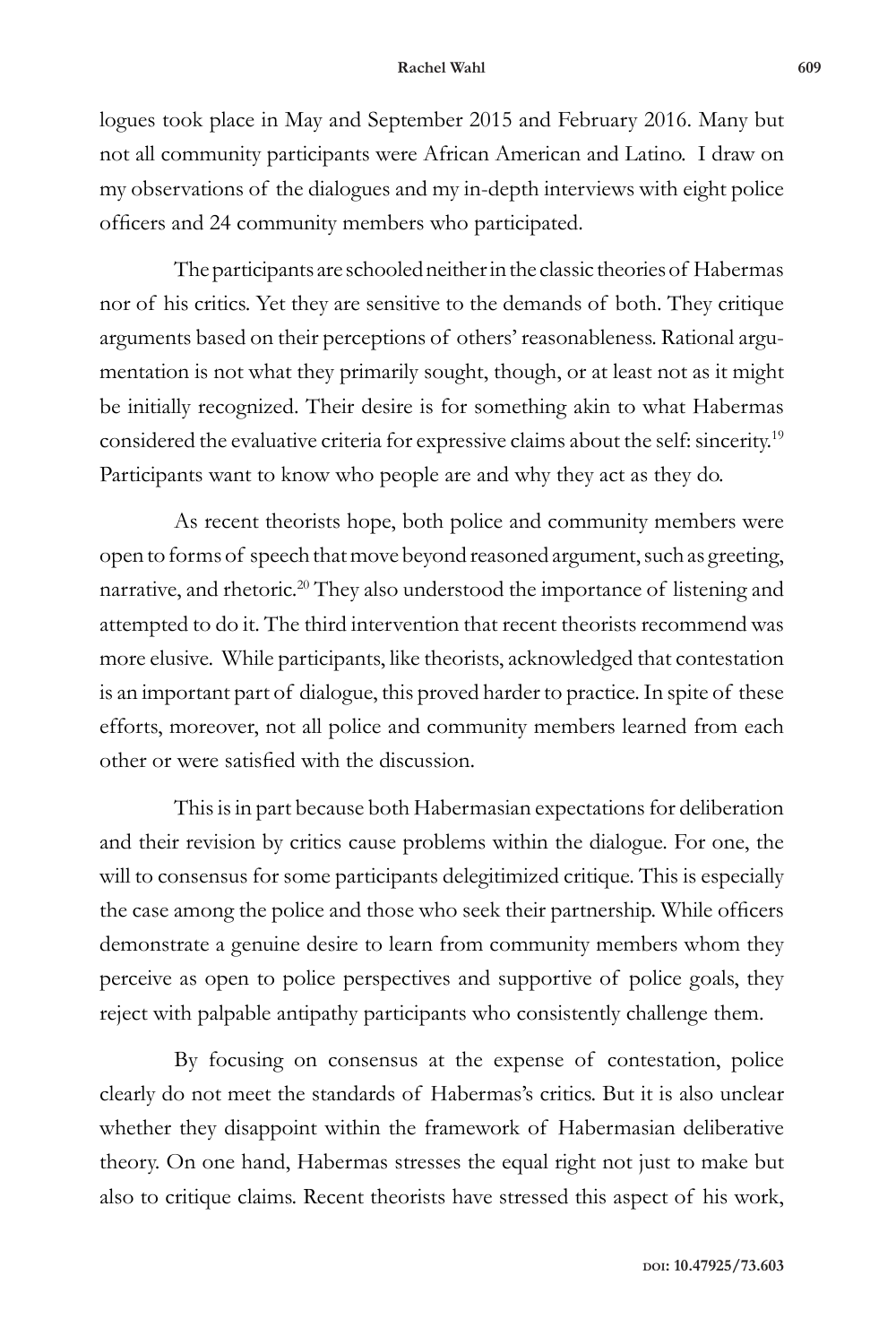logues took place in May and September 2015 and February 2016. Many but not all community participants were African American and Latino. I draw on my observations of the dialogues and my in-depth interviews with eight police officers and 24 community members who participated.

The participants are schooled neither in the classic theories of Habermas nor of his critics. Yet they are sensitive to the demands of both. They critique arguments based on their perceptions of others' reasonableness. Rational argumentation is not what they primarily sought, though, or at least not as it might be initially recognized. Their desire is for something akin to what Habermas considered the evaluative criteria for expressive claims about the self: sincerity.[19] Participants want to know who people are and why they act as they do.

As recent theorists hope, both police and community members were open to forms of speech that move beyond reasoned argument, such as greeting, narrative, and rhetoric.[20] They also understood the importance of listening and attempted to do it. The third intervention that recent theorists recommend was more elusive. While participants, like theorists, acknowledged that contestation is an important part of dialogue, this proved harder to practice. In spite of these efforts, moreover, not all police and community members learned from each other or were satisfied with the discussion.

This is in part because both Habermasian expectations for deliberation and their revision by critics cause problems within the dialogue. For one, the will to consensus for some participants delegitimized critique. This is especially the case among the police and those who seek their partnership. While officers demonstrate a genuine desire to learn from community members whom they perceive as open to police perspectives and supportive of police goals, they reject with palpable antipathy participants who consistently challenge them.

By focusing on consensus at the expense of contestation, police clearly do not meet the standards of Habermas's critics. But it is also unclear whether they disappoint within the framework of Habermasian deliberative theory. On one hand, Habermas stresses the equal right not just to make but also to critique claims. Recent theorists have stressed this aspect of his work,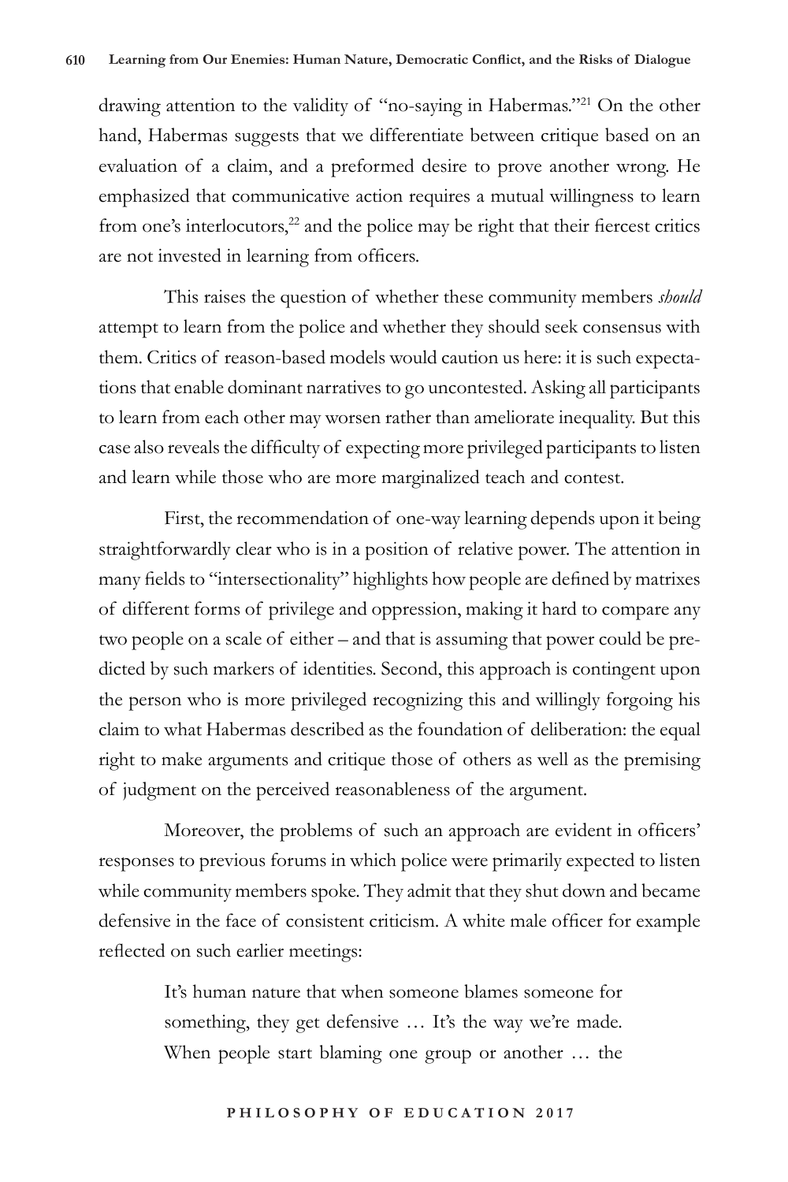drawing attention to the validity of "no-saying in Habermas."[21] On the other hand, Habermas suggests that we differentiate between critique based on an evaluation of a claim, and a preformed desire to prove another wrong. He emphasized that communicative action requires a mutual willingness to learn from one's interlocutors,[22] and the police may be right that their fiercest critics are not invested in learning from officers.

This raises the question of whether these community members *should* attempt to learn from the police and whether they should seek consensus with them. Critics of reason-based models would caution us here: it is such expectations that enable dominant narratives to go uncontested. Asking all participants to learn from each other may worsen rather than ameliorate inequality. But this case also reveals the difficulty of expecting more privileged participants to listen and learn while those who are more marginalized teach and contest.

First, the recommendation of one-way learning depends upon it being straightforwardly clear who is in a position of relative power. The attention in many fields to "intersectionality" highlights how people are defined by matrixes of different forms of privilege and oppression, making it hard to compare any two people on a scale of either – and that is assuming that power could be predicted by such markers of identities. Second, this approach is contingent upon the person who is more privileged recognizing this and willingly forgoing his claim to what Habermas described as the foundation of deliberation: the equal right to make arguments and critique those of others as well as the premising of judgment on the perceived reasonableness of the argument.

Moreover, the problems of such an approach are evident in officers' responses to previous forums in which police were primarily expected to listen while community members spoke. They admit that they shut down and became defensive in the face of consistent criticism. A white male officer for example reflected on such earlier meetings:

> It's human nature that when someone blames someone for something, they get defensive … It's the way we're made. When people start blaming one group or another … the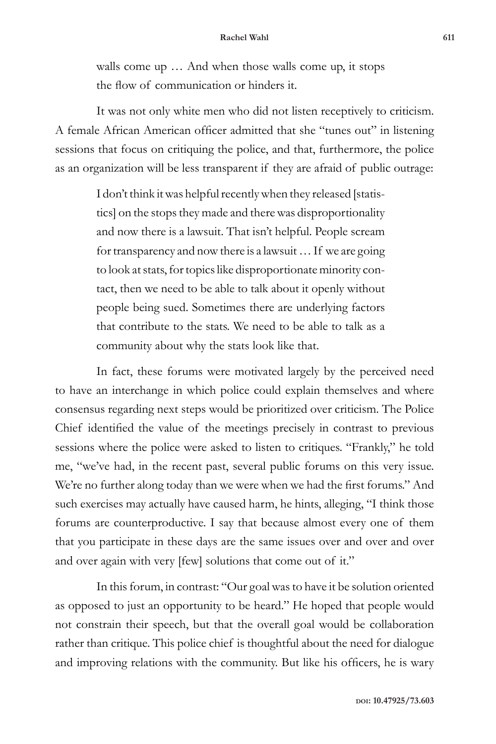> walls come up … And when those walls come up, it stops the flow of communication or hinders it.

It was not only white men who did not listen receptively to criticism. A female African American officer admitted that she "tunes out" in listening sessions that focus on critiquing the police, and that, furthermore, the police as an organization will be less transparent if they are afraid of public outrage:

> I don't think it was helpful recently when they released [statistics] on the stops they made and there was disproportionality and now there is a lawsuit. That isn't helpful. People scream for transparency and now there is a lawsuit … If we are going to look at stats, for topics like disproportionate minority contact, then we need to be able to talk about it openly without people being sued. Sometimes there are underlying factors that contribute to the stats. We need to be able to talk as a community about why the stats look like that.

In fact, these forums were motivated largely by the perceived need to have an interchange in which police could explain themselves and where consensus regarding next steps would be prioritized over criticism. The Police Chief identified the value of the meetings precisely in contrast to previous sessions where the police were asked to listen to critiques. "Frankly," he told me, "we've had, in the recent past, several public forums on this very issue. We're no further along today than we were when we had the first forums." And such exercises may actually have caused harm, he hints, alleging, "I think those forums are counterproductive. I say that because almost every one of them that you participate in these days are the same issues over and over and over and over again with very [few] solutions that come out of it."

In this forum, in contrast: "Our goal was to have it be solution oriented as opposed to just an opportunity to be heard." He hoped that people would not constrain their speech, but that the overall goal would be collaboration rather than critique. This police chief is thoughtful about the need for dialogue and improving relations with the community. But like his officers, he is wary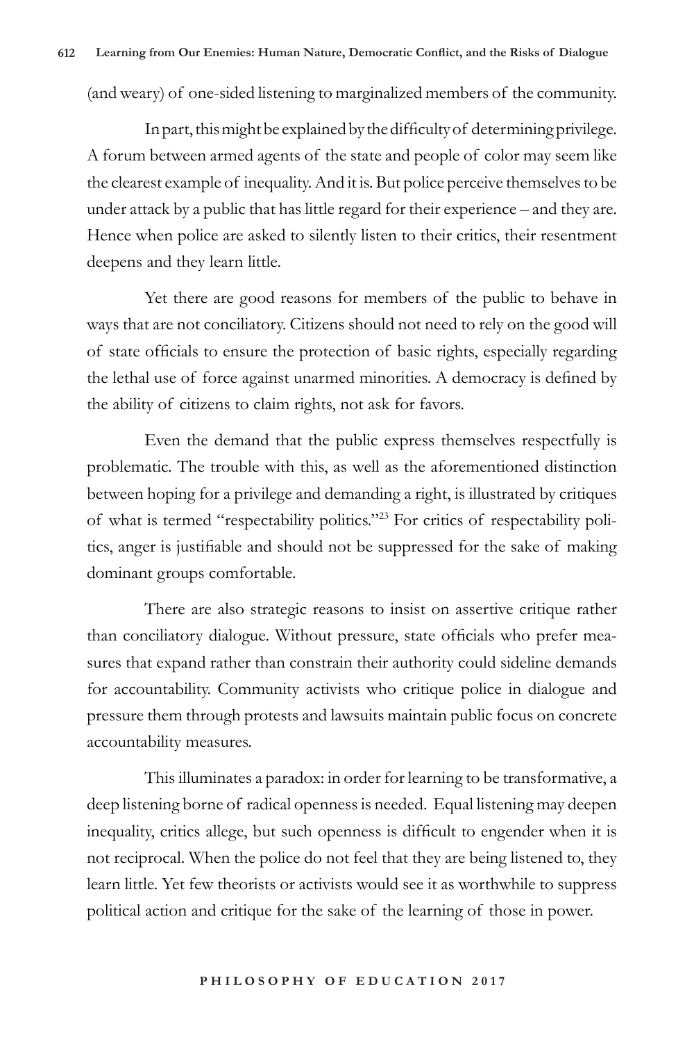(and weary) of one-sided listening to marginalized members of the community.

In part, this might be explained by the difficulty of determining privilege. A forum between armed agents of the state and people of color may seem like the clearest example of inequality. And it is. But police perceive themselves to be under attack by a public that has little regard for their experience – and they are. Hence when police are asked to silently listen to their critics, their resentment deepens and they learn little.

Yet there are good reasons for members of the public to behave in ways that are not conciliatory. Citizens should not need to rely on the good will of state officials to ensure the protection of basic rights, especially regarding the lethal use of force against unarmed minorities. A democracy is defined by the ability of citizens to claim rights, not ask for favors.

Even the demand that the public express themselves respectfully is problematic. The trouble with this, as well as the aforementioned distinction between hoping for a privilege and demanding a right, is illustrated by critiques of what is termed "respectability politics."[23] For critics of respectability politics, anger is justifiable and should not be suppressed for the sake of making dominant groups comfortable.

There are also strategic reasons to insist on assertive critique rather than conciliatory dialogue. Without pressure, state officials who prefer measures that expand rather than constrain their authority could sideline demands for accountability. Community activists who critique police in dialogue and pressure them through protests and lawsuits maintain public focus on concrete accountability measures.

This illuminates a paradox: in order for learning to be transformative, a deep listening borne of radical openness is needed. Equal listening may deepen inequality, critics allege, but such openness is difficult to engender when it is not reciprocal. When the police do not feel that they are being listened to, they learn little. Yet few theorists or activists would see it as worthwhile to suppress political action and critique for the sake of the learning of those in power.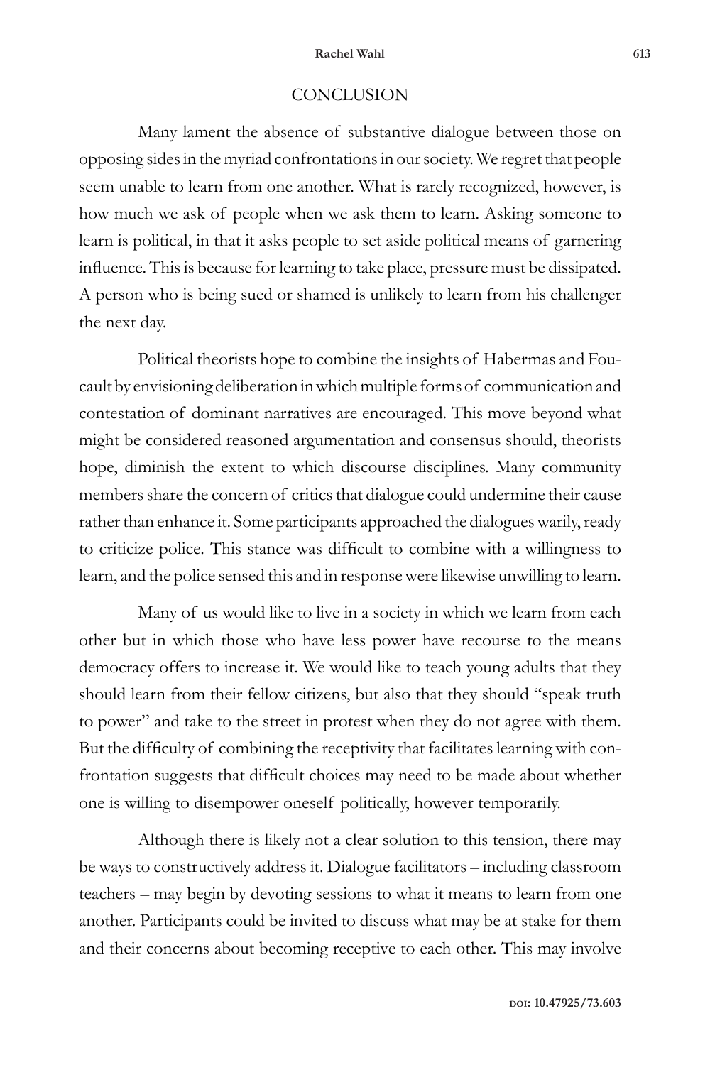## CONCLUSION

Many lament the absence of substantive dialogue between those on opposing sides in the myriad confrontations in our society. We regret that people seem unable to learn from one another. What is rarely recognized, however, is how much we ask of people when we ask them to learn. Asking someone to learn is political, in that it asks people to set aside political means of garnering influence. This is because for learning to take place, pressure must be dissipated. A person who is being sued or shamed is unlikely to learn from his challenger the next day.

Political theorists hope to combine the insights of Habermas and Foucault by envisioning deliberation in which multiple forms of communication and contestation of dominant narratives are encouraged. This move beyond what might be considered reasoned argumentation and consensus should, theorists hope, diminish the extent to which discourse disciplines. Many community members share the concern of critics that dialogue could undermine their cause rather than enhance it. Some participants approached the dialogues warily, ready to criticize police. This stance was difficult to combine with a willingness to learn, and the police sensed this and in response were likewise unwilling to learn.

Many of us would like to live in a society in which we learn from each other but in which those who have less power have recourse to the means democracy offers to increase it. We would like to teach young adults that they should learn from their fellow citizens, but also that they should "speak truth to power" and take to the street in protest when they do not agree with them. But the difficulty of combining the receptivity that facilitates learning with confrontation suggests that difficult choices may need to be made about whether one is willing to disempower oneself politically, however temporarily.

Although there is likely not a clear solution to this tension, there may be ways to constructively address it. Dialogue facilitators – including classroom teachers – may begin by devoting sessions to what it means to learn from one another. Participants could be invited to discuss what may be at stake for them and their concerns about becoming receptive to each other. This may involve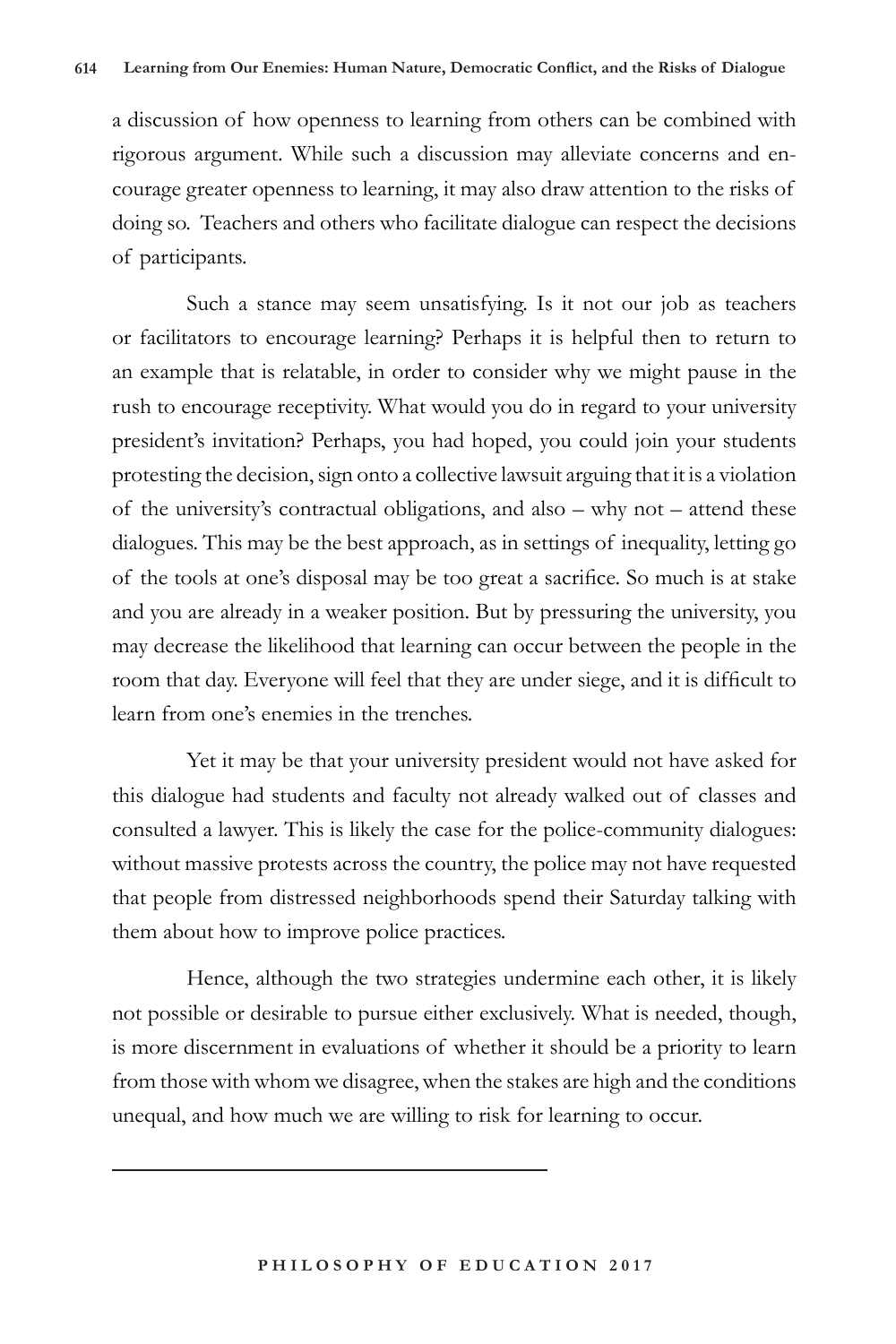a discussion of how openness to learning from others can be combined with rigorous argument. While such a discussion may alleviate concerns and encourage greater openness to learning, it may also draw attention to the risks of doing so. Teachers and others who facilitate dialogue can respect the decisions of participants.

Such a stance may seem unsatisfying. Is it not our job as teachers or facilitators to encourage learning? Perhaps it is helpful then to return to an example that is relatable, in order to consider why we might pause in the rush to encourage receptivity. What would you do in regard to your university president's invitation? Perhaps, you had hoped, you could join your students protesting the decision, sign onto a collective lawsuit arguing that it is a violation of the university's contractual obligations, and also – why not – attend these dialogues. This may be the best approach, as in settings of inequality, letting go of the tools at one's disposal may be too great a sacrifice. So much is at stake and you are already in a weaker position. But by pressuring the university, you may decrease the likelihood that learning can occur between the people in the room that day. Everyone will feel that they are under siege, and it is difficult to learn from one's enemies in the trenches.

Yet it may be that your university president would not have asked for this dialogue had students and faculty not already walked out of classes and consulted a lawyer. This is likely the case for the police-community dialogues: without massive protests across the country, the police may not have requested that people from distressed neighborhoods spend their Saturday talking with them about how to improve police practices.

Hence, although the two strategies undermine each other, it is likely not possible or desirable to pursue either exclusively. What is needed, though, is more discernment in evaluations of whether it should be a priority to learn from those with whom we disagree, when the stakes are high and the conditions unequal, and how much we are willing to risk for learning to occur.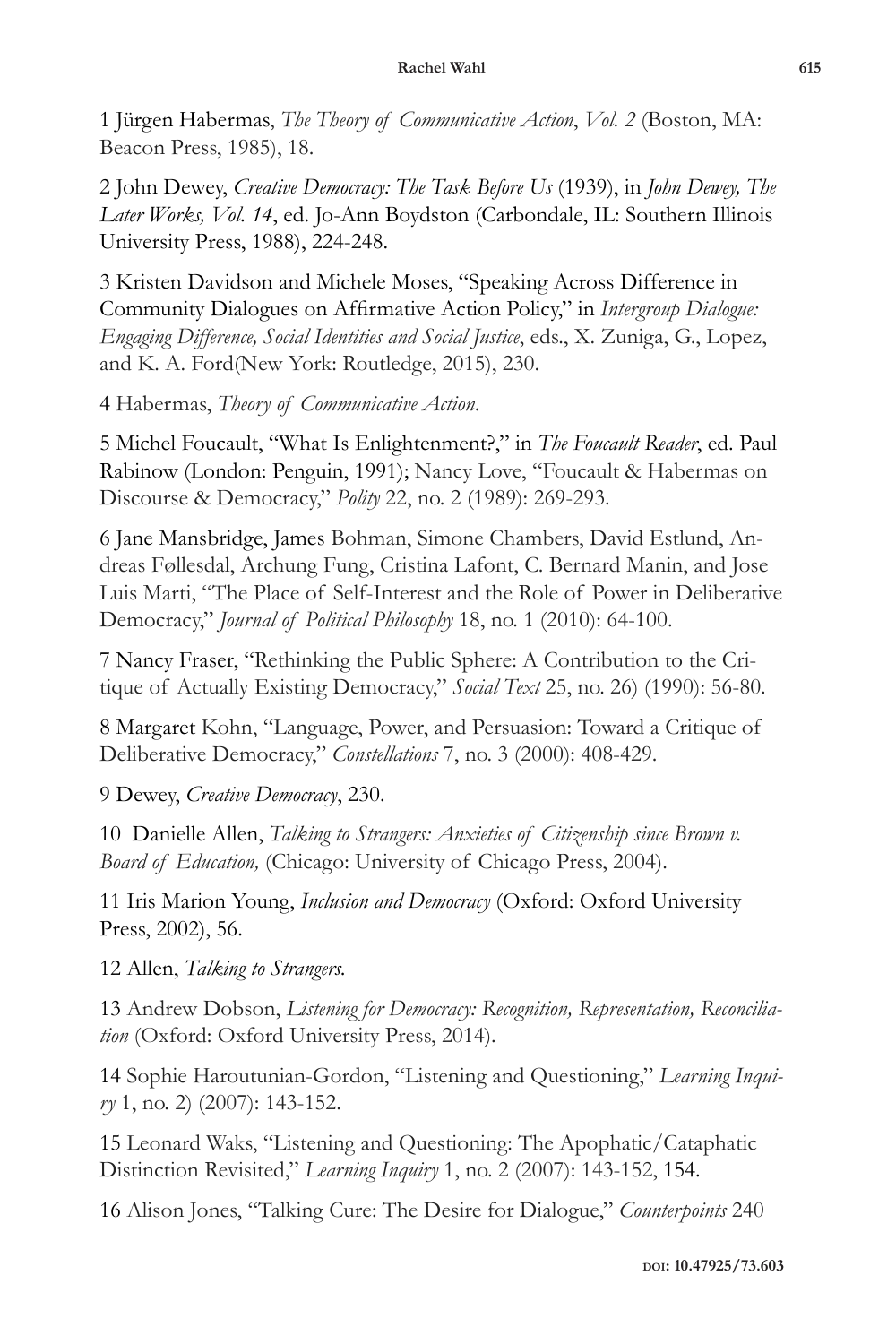1 Jürgen Habermas, *The Theory of Communicative Action*, *Vol. 2* (Boston, MA: Beacon Press, 1985), 18.

2 John Dewey, *Creative Democracy: The Task Before Us* (1939), in *John Dewey, The Later Works, Vol. 14*, ed. Jo-Ann Boydston (Carbondale, IL: Southern Illinois University Press, 1988), 224-248.

3 Kristen Davidson and Michele Moses, "Speaking Across Difference in Community Dialogues on Affirmative Action Policy," in *Intergroup Dialogue: Engaging Difference, Social Identities and Social Justice*, eds., X. Zuniga, G., Lopez, and K. A. Ford(New York: Routledge, 2015), 230.

4 Habermas, *Theory of Communicative Action*.

5 Michel Foucault, "What Is Enlightenment?," in *The Foucault Reader*, ed. Paul Rabinow (London: Penguin, 1991); Nancy Love, "Foucault & Habermas on Discourse & Democracy," *Polity* 22, no. 2 (1989): 269-293.

6 Jane Mansbridge, James Bohman, Simone Chambers, David Estlund, Andreas Føllesdal, Archung Fung, Cristina Lafont, C. Bernard Manin, and Jose Luis Marti, "The Place of Self-Interest and the Role of Power in Deliberative Democracy," *Journal of Political Philosophy* 18, no. 1 (2010): 64-100.

7 Nancy Fraser, "Rethinking the Public Sphere: A Contribution to the Critique of Actually Existing Democracy," *Social Text* 25, no. 26) (1990): 56-80.

8 Margaret Kohn, "Language, Power, and Persuasion: Toward a Critique of Deliberative Democracy," *Constellations* 7, no. 3 (2000): 408-429.

9 Dewey, *Creative Democracy*, 230.

10 Danielle Allen, *Talking to Strangers: Anxieties of Citizenship since Brown v. Board of Education,* (Chicago: University of Chicago Press, 2004).

11 Iris Marion Young, *Inclusion and Democracy* (Oxford: Oxford University Press, 2002), 56.

12 Allen, *Talking to Strangers.*

13 Andrew Dobson, *Listening for Democracy: Recognition, Representation, Reconciliation* (Oxford: Oxford University Press, 2014).

14 Sophie Haroutunian-Gordon, "Listening and Questioning," *Learning Inquiry* 1, no. 2) (2007): 143-152.

15 Leonard Waks, "Listening and Questioning: The Apophatic/Cataphatic Distinction Revisited," *Learning Inquiry* 1, no. 2 (2007): 143-152, 154.

16 Alison Jones, "Talking Cure: The Desire for Dialogue," *Counterpoints* 240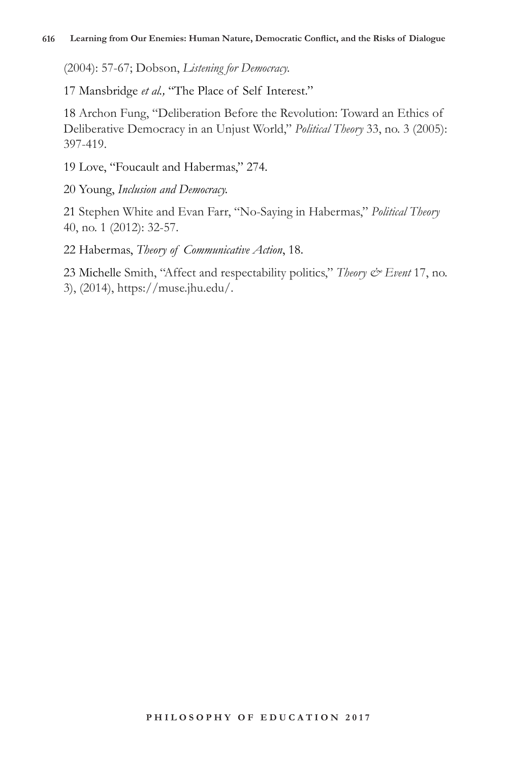(2004): 57-67; Dobson, *Listening for Democracy.*

17 Mansbridge *et al.,* "The Place of Self Interest."

18 Archon Fung, "Deliberation Before the Revolution: Toward an Ethics of Deliberative Democracy in an Unjust World," *Political Theory* 33, no. 3 (2005): 397-419.

19 Love, "Foucault and Habermas," 274.

20 Young, *Inclusion and Democracy.*

21 Stephen White and Evan Farr, "No-Saying in Habermas," *Political Theory* 40, no. 1 (2012): 32-57.

22 Habermas, *Theory of Communicative Action*, 18.

23 Michelle Smith, "Affect and respectability politics," *Theory & Event* 17, no. 3), (2014), https://muse.jhu.edu/.